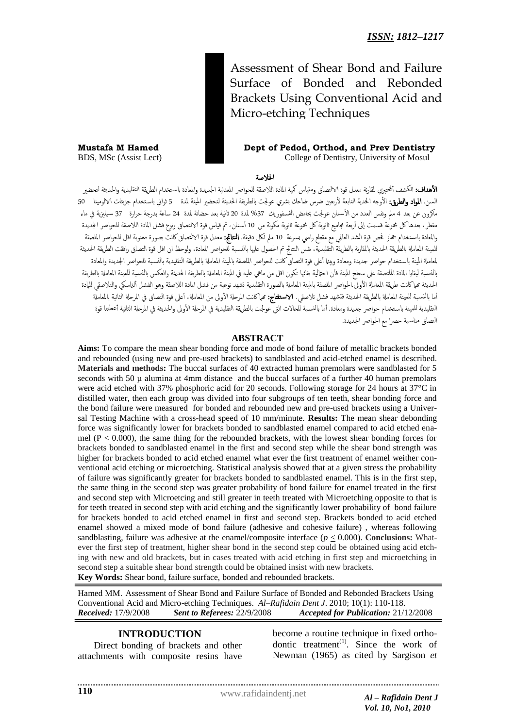*ISSN: 1812–1217*

# Assessment of Shear Bond and Failure Surface of Bonded and Rebonded Brackets Using Conventional Acid and Micro-etching Techniques

**Mustafa M Hamed**
BDS, MSc (Assist Lect)

**Dept of Pedod, Orthod, and Prev Dentistry**
College of Dentistry, University of Mosul

## الخلاصة

**الأهداف:** الكشف ألمختبري لمقارنة معدل قوة الالتصاق ومقياس كمية المادة اللاصقة للحواصر المعدنية الجديدة والمعادة باستخدام الطريقة التقليدية والحديثة لتحضير السن. **المواد والطرق:** الأوجه الخدية التابعة لأربعين ضرس ضاحك بشري عولجت بالطريقة الحديثة لتحضير المينة لمدة 5 ثواني باستخدام جزيئات الالومينا 50 مايكرون عن بعد 4 ملم ونفس العدد من الأسنان عولجت بحامض الفسفوريك 37% لمدة 20 ثانية بعد حضانة لمدة 24 ساعة بدرجة حرارة 37 سيليزية في ماء مقطر، بعدها كل مجموعة قسمت إلى أربعة مجاميع ثانوية كل مجموعة ثانوية مكونة من 10 أسنان، تم قياس قوة الالتصاق ونوع فشل المادة اللاصقة للحواصر الجديدة والمعادة باستخدام جهاز فحص قوة الشد العالمي مع مقطع راسي بسرعة 10 ملم لكل دقيقة. **النتائج:** معدل قوة الالتصاق كانت بصورة معنوية اقل للحواصر الملصقة للمينة المعاملة بالطريقة الحديثة بالمقارنة بالطريقة التقليدية، نفس النتائج تم الحصول عليها بالنسبة للحواصر المعادة، ولوحظ ان اقل قوة التصاق رافقت الطريقة الحديثة لمعاملة المينة باستخدام حواصر جديدة ومعادة وبينما أعلى قوة التصاق كانت للحواصر الملصقة بالمينة المعاملة بالطريقة التقليدية بالنسبة للحواصر الجديدة والمعادة بالنسبة لبقايا المادة الملتصقة على سطح المينة فأن احتمالية بقائها تكون اقل من ماهي عليه في المينة المعاملة بالطريقة الحديثة والعكس بالنسبة للمينة المعاملة بالطريقة الحديثة مهما كانت طريقة المعاملة الأولى.الحواصر الملصقة بالمينة المعاملة بالصورة التقليدية تشهد نوعية من فشل المادة اللاصقة وهو الفشل ألتماسكي والتلاصقي للمادة أما بالنسبة للمينة المعاملة بالطريقة الحديثة فتشهد فشل تلاصقي. **الاستنتاج:** مهما كانت المرحلة الأولى من المعاملة، أعلى قوة التصاق في المرحلة الثانية بالمعاملة التقليدية للمينة باستخدام حواصر جديدة ومعادة. أما بالنسبة للحالات التي عولجت بالطريقة التقليدية في المرحلة الأولى والحديثة في المرحلة الثانية أعطتنا قوة التصاق مناسبة حصرا مع الحواصر الجديدة.

## ABSTRACT

**Aims:** To compare the mean shear bonding force and mode of bond failure of metallic brackets bonded and rebounded (using new and pre-used brackets) to sandblasted and acid-etched enamel is described. **Materials and methods:** The buccal surfaces of 40 extracted human premolars were sandblasted for 5 seconds with 50 µ alumina at 4mm distance and the buccal surfaces of a further 40 human premolars were acid etched with 37% phosphoric acid for 20 seconds. Following storage for 24 hours at 37°C in distilled water, then each group was divided into four subgroups of ten teeth, shear bonding force and the bond failure were measured for bonded and rebounded new and pre-used brackets using a Universal Testing Machine with a cross-head speed of 10 mm/minute. **Results:** The mean shear debonding force was significantly lower for brackets bonded to sandblasted enamel compared to acid etched enamel ($P < 0.000$), the same thing for the rebounded brackets, with the lowest shear bonding forces for brackets bonded to sandblasted enamel in the first and second step while the shear bond strength was higher for brackets bonded to acid etched enamel what ever the first treatment of enamel weither conventional acid etching or microetching. Statistical analysis showed that at a given stress the probability of failure was significantly greater for brackets bonded to sandblasted enamel. This is in the first step, the same thing in the second step was greater probability of bond failure for enamel treated in the first and second step with Microetcing and still greater in teeth treated with Microetching opposite to that is for teeth treated in second step with acid etching and the significantly lower probability of bond failure for brackets bonded to acid etched enamel in first and second step. Brackets bonded to acid etched enamel showed a mixed mode of bond failure (adhesive and cohesive failure) , whereas following sandblasting, failure was adhesive at the enamel/composite interface ($p \leq 0.000$). **Conclusions:** Whatever the first step of treatment, higher shear bond in the second step could be obtained using acid etching with new and old brackets, but in cases treated with acid etching in first step and microetching in second step a suitable shear bond strength could be obtained insist with new brackets.

**Key Words:** Shear bond, failure surface, bonded and rebounded brackets.

Hamed MM. Assessment of Shear Bond and Failure Surface of Bonded and Rebonded Brackets Using Conventional Acid and Micro-etching Techniques. *Al–Rafidain Dent J*. 2010; 10(1): 110-118.
***Received:*** 17/9/2008 ***Sent to Referees:*** 22/9/2008 ***Accepted for Publication:*** 21/12/2008

## INTRODUCTION

Direct bonding of brackets and other attachments with composite resins have become a routine technique in fixed orthodontic treatment[(1)]. Since the work of Newman (1965) as cited by Sargison *et*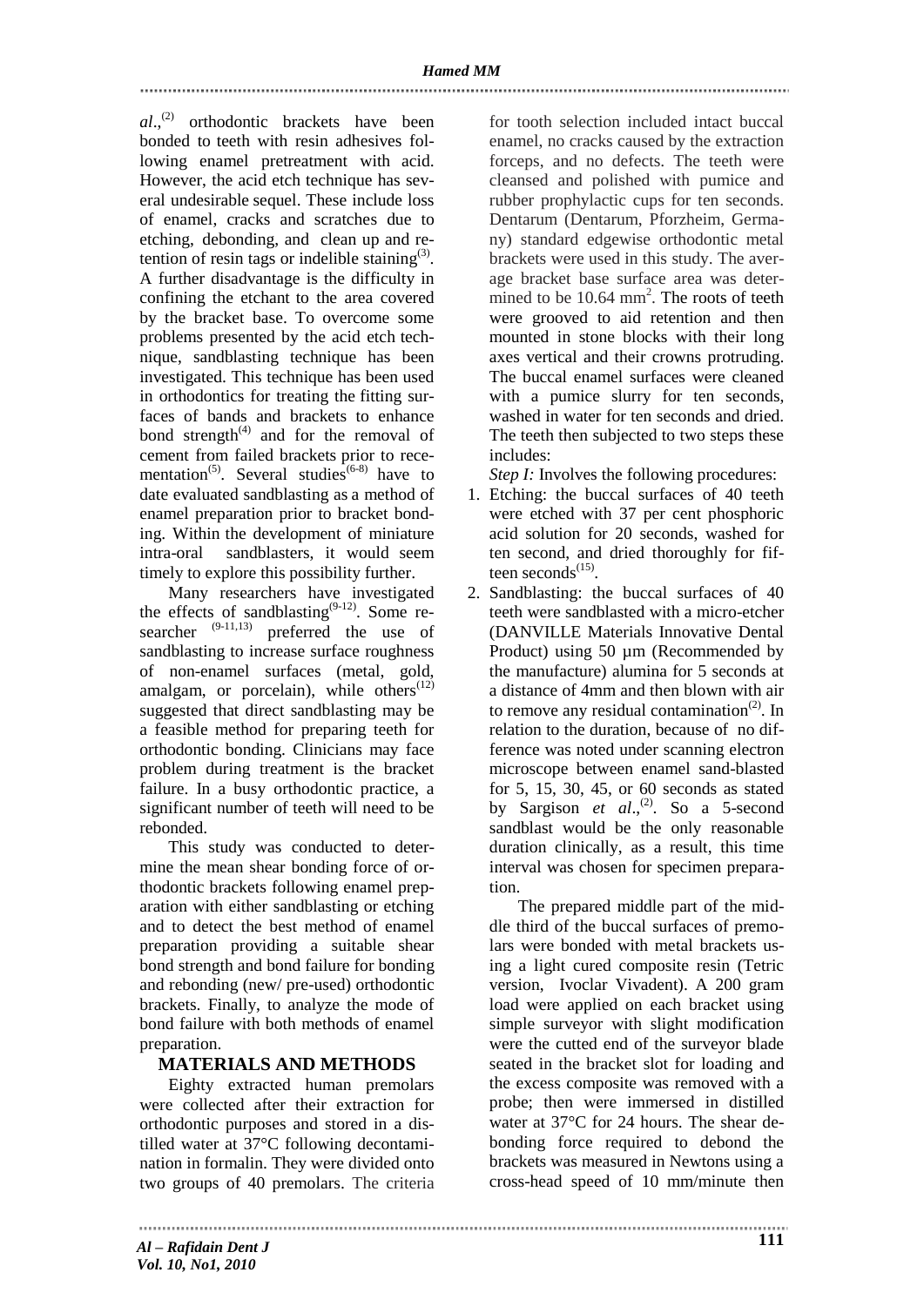*al*.,[2] orthodontic brackets have been bonded to teeth with resin adhesives following enamel pretreatment with acid. However, the acid etch technique has several undesirable sequel. These include loss of enamel, cracks and scratches due to etching, debonding, and clean up and retention of resin tags or indelible staining[3]. A further disadvantage is the difficulty in confining the etchant to the area covered by the bracket base. To overcome some problems presented by the acid etch technique, sandblasting technique has been investigated. This technique has been used in orthodontics for treating the fitting surfaces of bands and brackets to enhance bond strength[4] and for the removal of cement from failed brackets prior to recementation[5]. Several studies[6-8] have to date evaluated sandblasting as a method of enamel preparation prior to bracket bonding. Within the development of miniature intra-oral sandblasters, it would seem timely to explore this possibility further.

Many researchers have investigated the effects of sandblasting[9-12]. Some researcher [9-11,13] preferred the use of sandblasting to increase surface roughness of non-enamel surfaces (metal, gold, amalgam, or porcelain), while others[12] suggested that direct sandblasting may be a feasible method for preparing teeth for orthodontic bonding. Clinicians may face problem during treatment is the bracket failure. In a busy orthodontic practice, a significant number of teeth will need to be rebonded.

This study was conducted to determine the mean shear bonding force of orthodontic brackets following enamel preparation with either sandblasting or etching and to detect the best method of enamel preparation providing a suitable shear bond strength and bond failure for bonding and rebonding (new/ pre-used) orthodontic brackets. Finally, to analyze the mode of bond failure with both methods of enamel preparation.

## MATERIALS AND METHODS

Eighty extracted human premolars were collected after their extraction for orthodontic purposes and stored in a distilled water at 37°C following decontamination in formalin. They were divided onto two groups of 40 premolars. The criteria for tooth selection included intact buccal enamel, no cracks caused by the extraction forceps, and no defects. The teeth were cleansed and polished with pumice and rubber prophylactic cups for ten seconds. Dentarum (Dentarum, Pforzheim, Germany) standard edgewise orthodontic metal brackets were used in this study. The average bracket base surface area was determined to be 10.64 $mm^2$. The roots of teeth were grooved to aid retention and then mounted in stone blocks with their long axes vertical and their crowns protruding. The buccal enamel surfaces were cleaned with a pumice slurry for ten seconds, washed in water for ten seconds and dried. The teeth then subjected to two steps these includes:

*Step I:* Involves the following procedures:

1. Etching: the buccal surfaces of 40 teeth were etched with 37 per cent phosphoric acid solution for 20 seconds, washed for ten second, and dried thoroughly for fifteen seconds[15].
2. Sandblasting: the buccal surfaces of 40 teeth were sandblasted with a micro-etcher (DANVILLE Materials Innovative Dental Product) using 50 µm (Recommended by the manufacture) alumina for 5 seconds at a distance of 4mm and then blown with air to remove any residual contamination[2]. In relation to the duration, because of no difference was noted under scanning electron microscope between enamel sand-blasted for 5, 15, 30, 45, or 60 seconds as stated by Sargison *et al*.,[2]. So a 5-second sandblast would be the only reasonable duration clinically, as a result, this time interval was chosen for specimen preparation.

The prepared middle part of the middle third of the buccal surfaces of premolars were bonded with metal brackets using a light cured composite resin (Tetric version, Ivoclar Vivadent). A 200 gram load were applied on each bracket using simple surveyor with slight modification were the cutted end of the surveyor blade seated in the bracket slot for loading and the excess composite was removed with a probe; then were immersed in distilled water at 37°C for 24 hours. The shear debonding force required to debond the brackets was measured in Newtons using a cross-head speed of 10 mm/minute then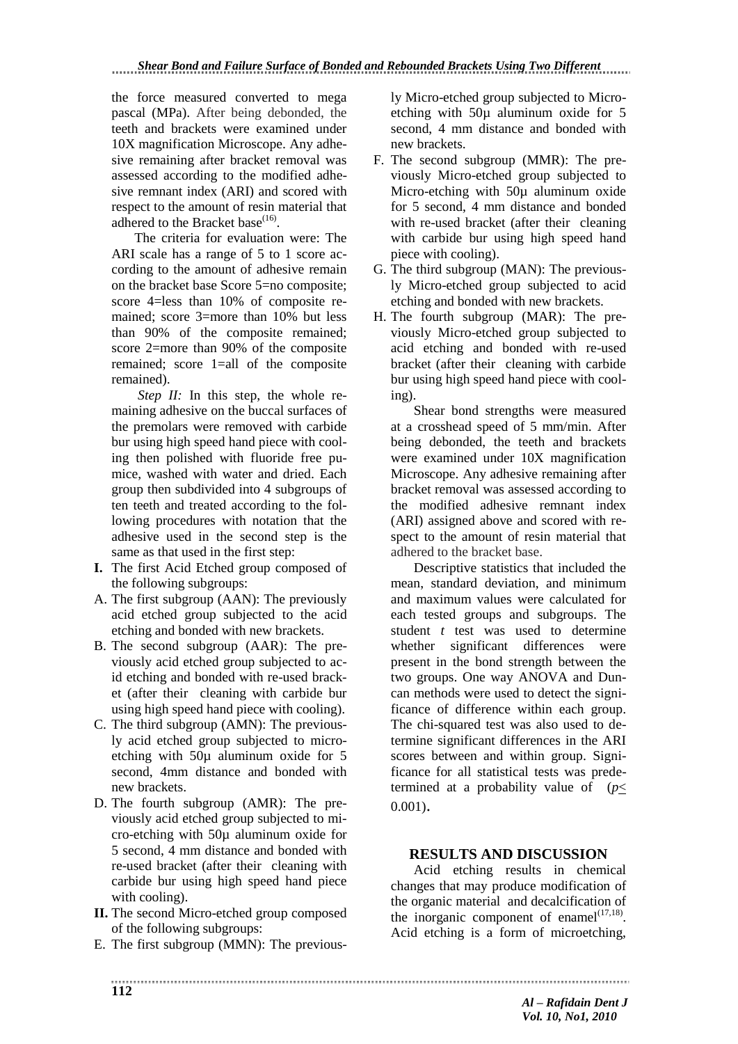the force measured converted to mega pascal (MPa). After being debonded, the teeth and brackets were examined under 10X magnification Microscope. Any adhesive remaining after bracket removal was assessed according to the modified adhesive remnant index (ARI) and scored with respect to the amount of resin material that adhered to the Bracket base[16].

The criteria for evaluation were: The ARI scale has a range of 5 to 1 score according to the amount of adhesive remain on the bracket base Score 5=no composite; score 4=less than 10% of composite remained; score 3=more than 10% but less than 90% of the composite remained; score 2=more than 90% of the composite remained; score 1=all of the composite remained).

*Step II:* In this step, the whole remaining adhesive on the buccal surfaces of the premolars were removed with carbide bur using high speed hand piece with cooling then polished with fluoride free pumice, washed with water and dried. Each group then subdivided into 4 subgroups of ten teeth and treated according to the following procedures with notation that the adhesive used in the second step is the same as that used in the first step:

**I.** The first Acid Etched group composed of the following subgroups:

A. The first subgroup (AAN): The previously acid etched group subjected to the acid etching and bonded with new brackets.
B. The second subgroup (AAR): The previously acid etched group subjected to acid etching and bonded with re-used bracket (after their cleaning with carbide bur using high speed hand piece with cooling).
C. The third subgroup (AMN): The previously acid etched group subjected to micro-etching with 50µ aluminum oxide for 5 second, 4mm distance and bonded with new brackets.
D. The fourth subgroup (AMR): The previously acid etched group subjected to micro-etching with 50µ aluminum oxide for 5 second, 4 mm distance and bonded with re-used bracket (after their cleaning with carbide bur using high speed hand piece with cooling).

**II.** The second Micro-etched group composed of the following subgroups:

E. The first subgroup (MMN): The previously Micro-etched group subjected to Micro-etching with 50µ aluminum oxide for 5 second, 4 mm distance and bonded with new brackets.
F. The second subgroup (MMR): The previously Micro-etched group subjected to Micro-etching with 50µ aluminum oxide for 5 second, 4 mm distance and bonded with re-used bracket (after their cleaning with carbide bur using high speed hand piece with cooling).
G. The third subgroup (MAN): The previously Micro-etched group subjected to acid etching and bonded with new brackets.
H. The fourth subgroup (MAR): The previously Micro-etched group subjected to acid etching and bonded with re-used bracket (after their cleaning with carbide bur using high speed hand piece with cooling).

Shear bond strengths were measured at a crosshead speed of 5 mm/min. After being debonded, the teeth and brackets were examined under 10X magnification Microscope. Any adhesive remaining after bracket removal was assessed according to the modified adhesive remnant index (ARI) assigned above and scored with respect to the amount of resin material that adhered to the bracket base.

Descriptive statistics that included the mean, standard deviation, and minimum and maximum values were calculated for each tested groups and subgroups. The student *t* test was used to determine whether significant differences were present in the bond strength between the two groups. One way ANOVA and Duncan methods were used to detect the significance of difference within each group. The chi-squared test was also used to determine significant differences in the ARI scores between and within group. Significance for all statistical tests was predetermined at a probability value of ($p \leq 0.001$).

## RESULTS AND DISCUSSION

Acid etching results in chemical changes that may produce modification of the organic material and decalcification of the inorganic component of enamel[17,18]. Acid etching is a form of microetching,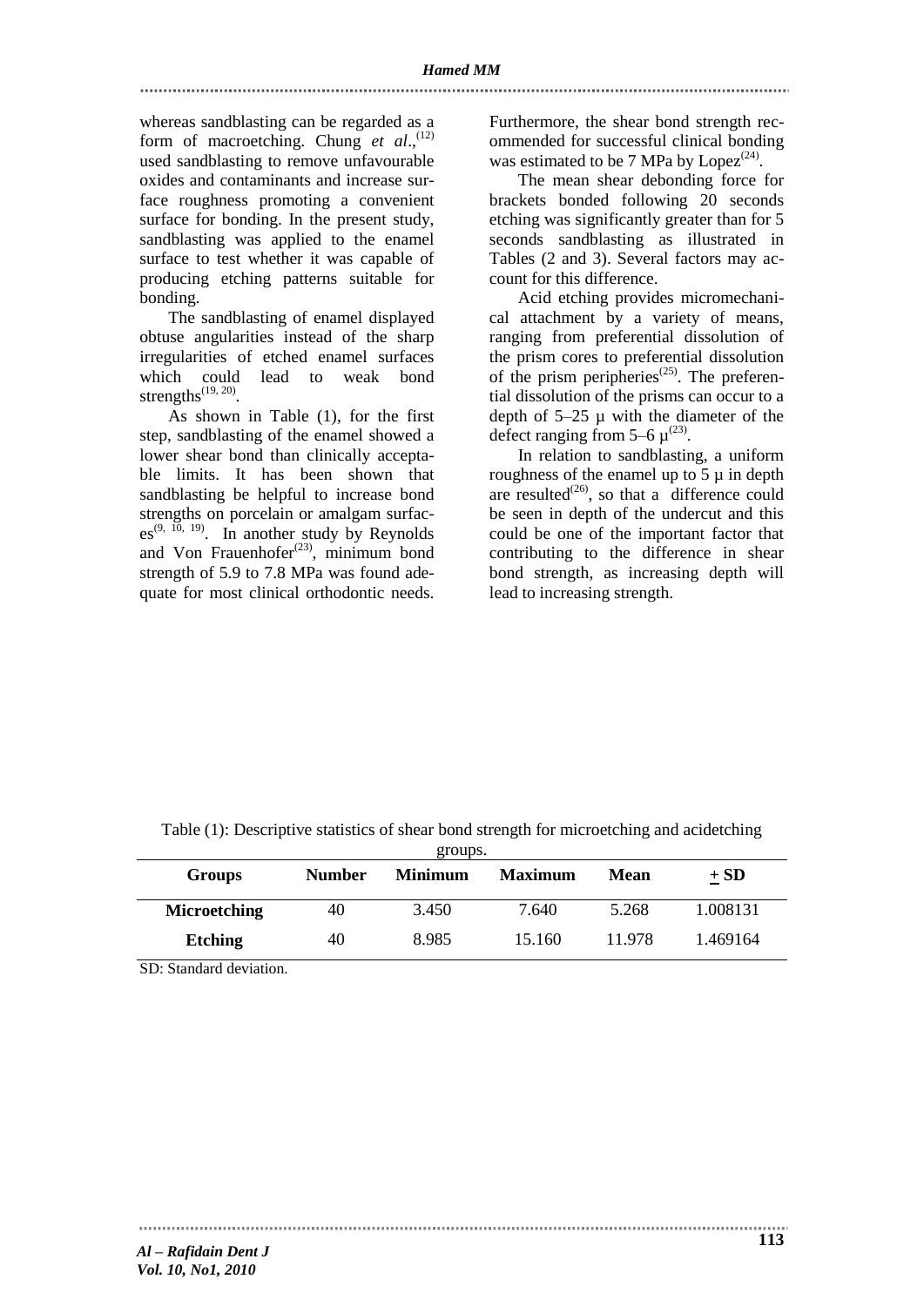whereas sandblasting can be regarded as a form of macroetching. Chung *et al*.,[12] used sandblasting to remove unfavourable oxides and contaminants and increase surface roughness promoting a convenient surface for bonding. In the present study, sandblasting was applied to the enamel surface to test whether it was capable of producing etching patterns suitable for bonding.

The sandblasting of enamel displayed obtuse angularities instead of the sharp irregularities of etched enamel surfaces which could lead to weak bond strengths[19, 20].

As shown in Table (1), for the first step, sandblasting of the enamel showed a lower shear bond than clinically acceptable limits. It has been shown that sandblasting be helpful to increase bond strengths on porcelain or amalgam surfaces[9, 10, 19]. In another study by Reynolds and Von Frauenhofer[23], minimum bond strength of 5.9 to 7.8 MPa was found adequate for most clinical orthodontic needs. Furthermore, the shear bond strength recommended for successful clinical bonding was estimated to be 7 MPa by Lopez[24].

The mean shear debonding force for brackets bonded following 20 seconds etching was significantly greater than for 5 seconds sandblasting as illustrated in Tables (2 and 3). Several factors may account for this difference.

Acid etching provides micromechanical attachment by a variety of means, ranging from preferential dissolution of the prism cores to preferential dissolution of the prism peripheries[25]. The preferential dissolution of the prisms can occur to a depth of 5–25 µ with the diameter of the defect ranging from 5–6 µ[23].

In relation to sandblasting, a uniform roughness of the enamel up to 5 µ in depth are resulted[26], so that a difference could be seen in depth of the undercut and this could be one of the important factor that contributing to the difference in shear bond strength, as increasing depth will lead to increasing strength.

Table (1): Descriptive statistics of shear bond strength for microetching and acidetching groups.

| Groups | Number | Minimum | Maximum | Mean | ± SD |
|---|---|---|---|---|---|
| **Microetching** | 40 | 3.450 | 7.640 | 5.268 | 1.008131 |
| **Etching** | 40 | 8.985 | 15.160 | 11.978 | 1.469164 |

SD: Standard deviation.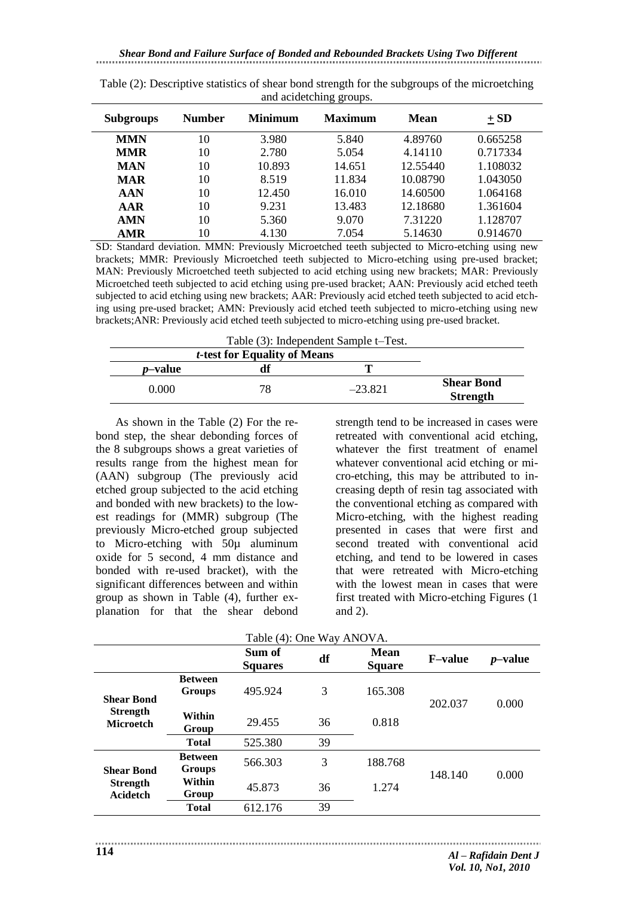Table (2): Descriptive statistics of shear bond strength for the subgroups of the microetching and acidetching groups.

| Subgroups | Number | Minimum | Maximum | Mean | ± SD |
|---|---|---|---|---|---|
| **MMN** | 10 | 3.980 | 5.840 | 4.89760 | 0.665258 |
| **MMR** | 10 | 2.780 | 5.054 | 4.14110 | 0.717334 |
| **MAN** | 10 | 10.893 | 14.651 | 12.55440 | 1.108032 |
| **MAR** | 10 | 8.519 | 11.834 | 10.08790 | 1.043050 |
| **AAN** | 10 | 12.450 | 16.010 | 14.60500 | 1.064168 |
| **AAR** | 10 | 9.231 | 13.483 | 12.18680 | 1.361604 |
| **AMN** | 10 | 5.360 | 9.070 | 7.31220 | 1.128707 |
| **AMR** | 10 | 4.130 | 7.054 | 5.14630 | 0.914670 |

SD: Standard deviation. MMN: Previously Microetched teeth subjected to Micro-etching using new brackets; MMR: Previously Microetched teeth subjected to Micro-etching using pre-used bracket; MAN: Previously Microetched teeth subjected to acid etching using new brackets; MAR: Previously Microetched teeth subjected to acid etching using pre-used bracket; AAN: Previously acid etched teeth subjected to acid etching using new brackets; AAR: Previously acid etched teeth subjected to acid etching using pre-used bracket; AMN: Previously acid etched teeth subjected to micro-etching using new brackets;ANR: Previously acid etched teeth subjected to micro-etching using pre-used bracket.

Table (3): Independent Sample t–Test.

| *t*-test for Equality of Means | | | |
|---|---|---|---|
| *p*–value | df | T | |
| 0.000 | 78 | –23.821 | **Shear Bond Strength** |

As shown in the Table (2) For the rebond step, the shear debonding forces of the 8 subgroups shows a great varieties of results range from the highest mean for (AAN) subgroup (The previously acid etched group subjected to the acid etching and bonded with new brackets) to the lowest readings for (MMR) subgroup (The previously Micro-etched group subjected to Micro-etching with 50µ aluminum oxide for 5 second, 4 mm distance and bonded with re-used bracket), with the significant differences between and within group as shown in Table (4), further explanation for that the shear debond strength tend to be increased in cases were retreated with conventional acid etching, whatever the first treatment of enamel whatever conventional acid etching or micro-etching, this may be attributed to increasing depth of resin tag associated with the conventional etching as compared with Micro-etching, with the highest reading presented in cases that were first and second treated with conventional acid etching, and tend to be lowered in cases that were retreated with Micro-etching with the lowest mean in cases that were first treated with Micro-etching Figures (1 and 2).

Table (4): One Way ANOVA.

| | | Sum of Squares | df | Mean Square | F–value | *p*–value |
|---|---|---|---|---|---|---|
| **Shear Bond Strength Microetch** | **Between Groups** | 495.924 | 3 | 165.308 | 202.037 | 0.000 |
| | **Within Group** | 29.455 | 36 | 0.818 | | |
| | **Total** | 525.380 | 39 | | | |
| **Shear Bond Strength Acidetch** | **Between Groups** | 566.303 | 3 | 188.768 | 148.140 | 0.000 |
| | **Within Group** | 45.873 | 36 | 1.274 | | |
| | **Total** | 612.176 | 39 | | | |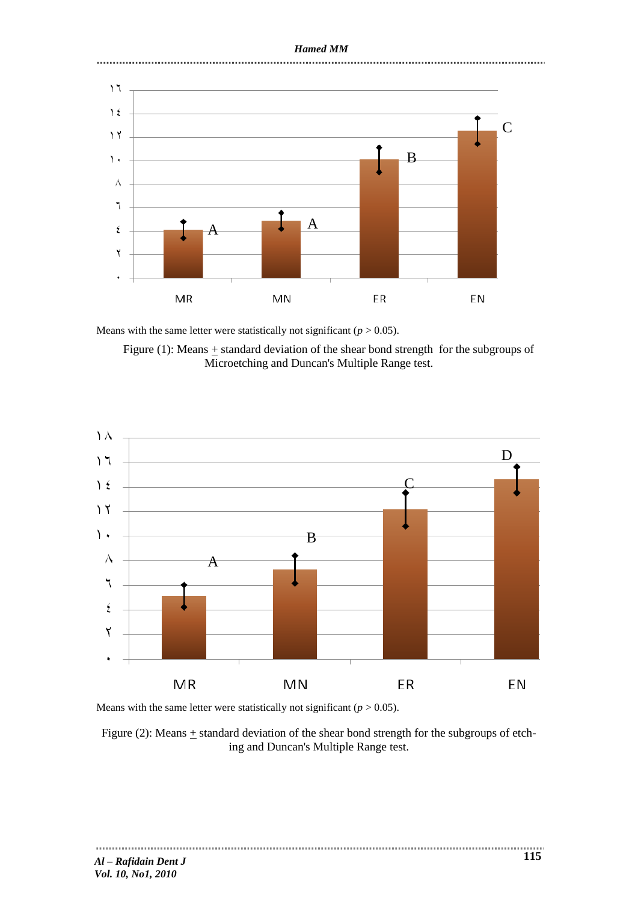Means with the same letter were statistically not significant ($p > 0.05$).

Figure (1): Means ± standard deviation of the shear bond strength for the subgroups of Microetching and Duncan's Multiple Range test.

Means with the same letter were statistically not significant ($p > 0.05$).

Figure (2): Means ± standard deviation of the shear bond strength for the subgroups of etching and Duncan's Multiple Range test.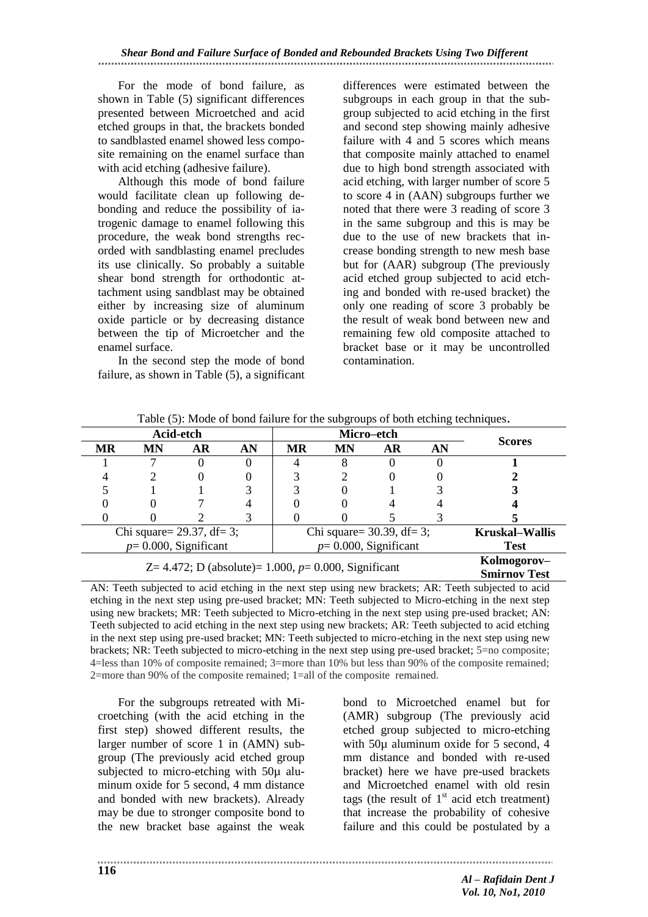For the mode of bond failure, as shown in Table (5) significant differences presented between Microetched and acid etched groups in that, the brackets bonded to sandblasted enamel showed less composite remaining on the enamel surface than with acid etching (adhesive failure).

Although this mode of bond failure would facilitate clean up following debonding and reduce the possibility of iatrogenic damage to enamel following this procedure, the weak bond strengths recorded with sandblasting enamel precludes its use clinically. So probably a suitable shear bond strength for orthodontic attachment using sandblast may be obtained either by increasing size of aluminum oxide particle or by decreasing distance between the tip of Microetcher and the enamel surface.

In the second step the mode of bond failure, as shown in Table (5), a significant differences were estimated between the subgroups in each group in that the subgroup subjected to acid etching in the first and second step showing mainly adhesive failure with 4 and 5 scores which means that composite mainly attached to enamel due to high bond strength associated with acid etching, with larger number of score 5 to score 4 in (AAN) subgroups further we noted that there were 3 reading of score 3 in the same subgroup and this is may be due to the use of new brackets that increase bonding strength to new mesh base but for (AAR) subgroup (The previously acid etched group subjected to acid etching and bonded with re-used bracket) the only one reading of score 3 probably be the result of weak bond between new and remaining few old composite attached to bracket base or it may be uncontrolled contamination.

Table (5): Mode of bond failure for the subgroups of both etching techniques.

| Acid-etch | | | | Micro–etch | | | | Scores |
|---|---|---|---|---|---|---|---|---|
| MR | MN | AR | AN | MR | MN | AR | AN | |
| 1 | 7 | 0 | 0 | 4 | 8 | 0 | 0 | **1** |
| 4 | 2 | 0 | 0 | 3 | 2 | 0 | 0 | **2** |
| 5 | 1 | 1 | 3 | 3 | 0 | 1 | 3 | **3** |
| 0 | 0 | 7 | 4 | 0 | 0 | 4 | 4 | **4** |
| 0 | 0 | 2 | 3 | 0 | 0 | 5 | 3 | **5** |
| Chi square= 29.37, df= 3; $p$= 0.000, Significant | | | | Chi square= 30.39, df= 3; $p$= 0.000, Significant | | | | **Kruskal–Wallis Test** |
| Z= 4.472; D (absolute)= 1.000, $p$= 0.000, Significant | | | | | | | | **Kolmogorov–Smirnov Test** |

AN: Teeth subjected to acid etching in the next step using new brackets; AR: Teeth subjected to acid etching in the next step using pre-used bracket; MN: Teeth subjected to Micro-etching in the next step using new brackets; MR: Teeth subjected to Micro-etching in the next step using pre-used bracket; AN: Teeth subjected to acid etching in the next step using new brackets; AR: Teeth subjected to acid etching in the next step using pre-used bracket; MN: Teeth subjected to micro-etching in the next step using new brackets; NR: Teeth subjected to micro-etching in the next step using pre-used bracket; 5=no composite; 4=less than 10% of composite remained; 3=more than 10% but less than 90% of the composite remained; 2=more than 90% of the composite remained; 1=all of the composite remained.

For the subgroups retreated with Microetching (with the acid etching in the first step) showed different results, the larger number of score 1 in (AMN) subgroup (The previously acid etched group subjected to micro-etching with 50µ aluminum oxide for 5 second, 4 mm distance and bonded with new brackets). Already may be due to stronger composite bond to the new bracket base against the weak bond to Microetched enamel but for (AMR) subgroup (The previously acid etched group subjected to micro-etching with 50µ aluminum oxide for 5 second, 4 mm distance and bonded with re-used bracket) here we have pre-used brackets and Microetched enamel with old resin tags (the result of 1st acid etch treatment) that increase the probability of cohesive failure and this could be postulated by a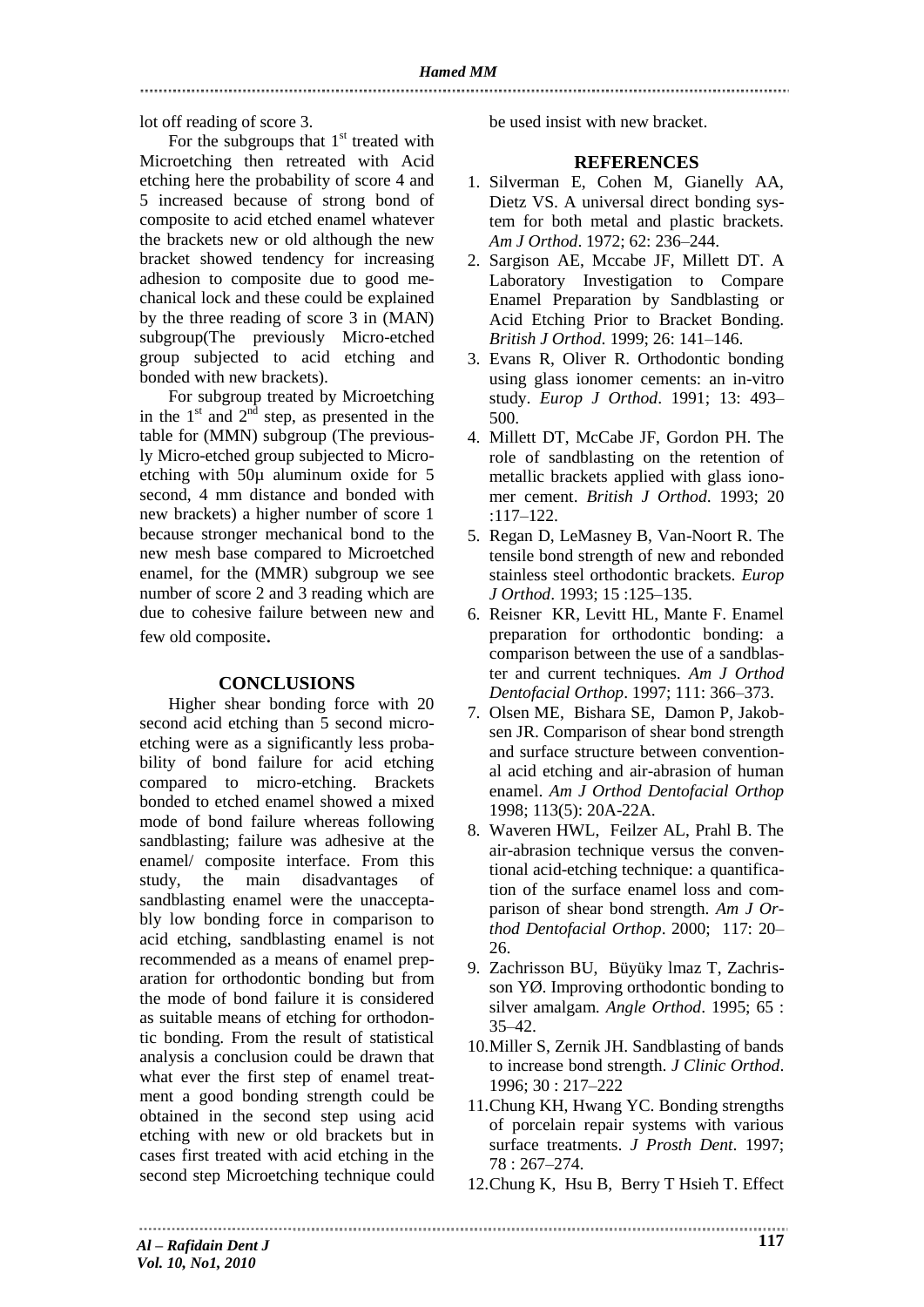lot off reading of score 3.

For the subgroups that 1st treated with Microetching then retreated with Acid etching here the probability of score 4 and 5 increased because of strong bond of composite to acid etched enamel whatever the brackets new or old although the new bracket showed tendency for increasing adhesion to composite due to good mechanical lock and these could be explained by the three reading of score 3 in (MAN) subgroup(The previously Micro-etched group subjected to acid etching and bonded with new brackets).

For subgroup treated by Microetching in the 1st and 2nd step, as presented in the table for (MMN) subgroup (The previously Micro-etched group subjected to Microetching with 50μ aluminum oxide for 5 second, 4 mm distance and bonded with new brackets) a higher number of score 1 because stronger mechanical bond to the new mesh base compared to Microetched enamel, for the (MMR) subgroup we see number of score 2 and 3 reading which are due to cohesive failure between new and few old composite.

## CONCLUSIONS

Higher shear bonding force with 20 second acid etching than 5 second microetching were as a significantly less probability of bond failure for acid etching compared to micro-etching. Brackets bonded to etched enamel showed a mixed mode of bond failure whereas following sandblasting; failure was adhesive at the enamel/ composite interface. From this study, the main disadvantages of sandblasting enamel were the unacceptably low bonding force in comparison to acid etching, sandblasting enamel is not recommended as a means of enamel preparation for orthodontic bonding but from the mode of bond failure it is considered as suitable means of etching for orthodontic bonding. From the result of statistical analysis a conclusion could be drawn that what ever the first step of enamel treatment a good bonding strength could be obtained in the second step using acid etching with new or old brackets but in cases first treated with acid etching in the second step Microetching technique could be used insist with new bracket.

## REFERENCES

1. Silverman E, Cohen M, Gianelly AA, Dietz VS. A universal direct bonding system for both metal and plastic brackets. *Am J Orthod*. 1972; 62: 236–244.
2. Sargison AE, Mccabe JF, Millett DT. A Laboratory Investigation to Compare Enamel Preparation by Sandblasting or Acid Etching Prior to Bracket Bonding. *British J Orthod*. 1999; 26: 141–146.
3. Evans R, Oliver R. Orthodontic bonding using glass ionomer cements: an in-vitro study. *Europ J Orthod*. 1991; 13: 493–500.
4. Millett DT, McCabe JF, Gordon PH. The role of sandblasting on the retention of metallic brackets applied with glass ionomer cement. *British J Orthod*. 1993; 20 :117–122.
5. Regan D, LeMasney B, Van-Noort R. The tensile bond strength of new and rebonded stainless steel orthodontic brackets. *Europ J Orthod*. 1993; 15 :125–135.
6. Reisner KR, Levitt HL, Mante F. Enamel preparation for orthodontic bonding: a comparison between the use of a sandblaster and current techniques. *Am J Orthod Dentofacial Orthop*. 1997; 111: 366–373.
7. Olsen ME, Bishara SE, Damon P, Jakobsen JR. Comparison of shear bond strength and surface structure between conventional acid etching and air-abrasion of human enamel. *Am J Orthod Dentofacial Orthop* 1998; 113(5): 20A-22A.
8. Waveren HWL, Feilzer AL, Prahl B. The air-abrasion technique versus the conventional acid-etching technique: a quantification of the surface enamel loss and comparison of shear bond strength. *Am J Orthod Dentofacial Orthop*. 2000; 117: 20–26.
9. Zachrisson BU, Büyüky lmaz T, Zachrisson YØ. Improving orthodontic bonding to silver amalgam. *Angle Orthod*. 1995; 65 : 35–42.
10. Miller S, Zernik JH. Sandblasting of bands to increase bond strength. *J Clinic Orthod*. 1996; 30 : 217–222
11. Chung KH, Hwang YC. Bonding strengths of porcelain repair systems with various surface treatments. *J Prosth Dent*. 1997; 78 : 267–274.
12. Chung K, Hsu B, Berry T Hsieh T. Effect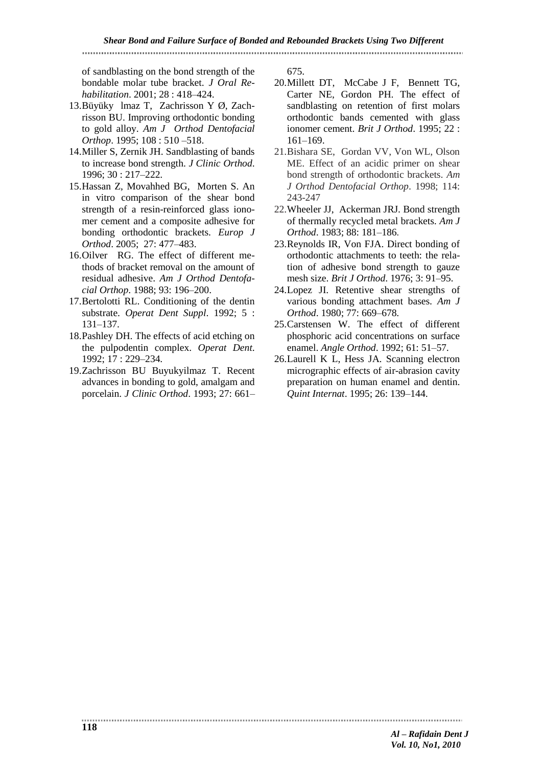of sandblasting on the bond strength of the bondable molar tube bracket. *J Oral Rehabilitation*. 2001; 28 : 418–424.

13. Büyüky lmaz T, Zachrisson Y Ø, Zachrisson BU. Improving orthodontic bonding to gold alloy. *Am J Orthod Dentofacial Orthop*. 1995; 108 : 510 –518.
14. Miller S, Zernik JH. Sandblasting of bands to increase bond strength. *J Clinic Orthod*. 1996; 30 : 217–222.
15. Hassan Z, Movahhed BG, Morten S. An in vitro comparison of the shear bond strength of a resin-reinforced glass ionomer cement and a composite adhesive for bonding orthodontic brackets. *Europ J Orthod*. 2005; 27: 477–483.
16. Oilver RG. The effect of different methods of bracket removal on the amount of residual adhesive. *Am J Orthod Dentofacial Orthop*. 1988; 93: 196–200.
17. Bertolotti RL. Conditioning of the dentin substrate. *Operat Dent Suppl*. 1992; 5 : 131–137.
18. Pashley DH. The effects of acid etching on the pulpodentin complex. *Operat Dent*. 1992; 17 : 229–234.
19. Zachrisson BU Buyukyilmaz T. Recent advances in bonding to gold, amalgam and porcelain. *J Clinic Orthod*. 1993; 27: 661–675.
20. Millett DT, McCabe J F, Bennett TG, Carter NE, Gordon PH. The effect of sandblasting on retention of first molars orthodontic bands cemented with glass ionomer cement. *Brit J Orthod*. 1995; 22 : 161–169.
21. Bishara SE, Gordan VV, Von WL, Olson ME. Effect of an acidic primer on shear bond strength of orthodontic brackets. *Am J Orthod Dentofacial Orthop*. 1998; 114: 243-247
22. Wheeler JJ, Ackerman JRJ. Bond strength of thermally recycled metal brackets. *Am J Orthod*. 1983; 88: 181–186.
23. Reynolds IR, Von FJA. Direct bonding of orthodontic attachments to teeth: the relation of adhesive bond strength to gauze mesh size. *Brit J Orthod*. 1976; 3: 91–95.
24. Lopez JI. Retentive shear strengths of various bonding attachment bases. *Am J Orthod*. 1980; 77: 669–678.
25. Carstensen W. The effect of different phosphoric acid concentrations on surface enamel. *Angle Orthod*. 1992; 61: 51–57.
26. Laurell K L, Hess JA. Scanning electron micrographic effects of air-abrasion cavity preparation on human enamel and dentin. *Quint Internat*. 1995; 26: 139–144.